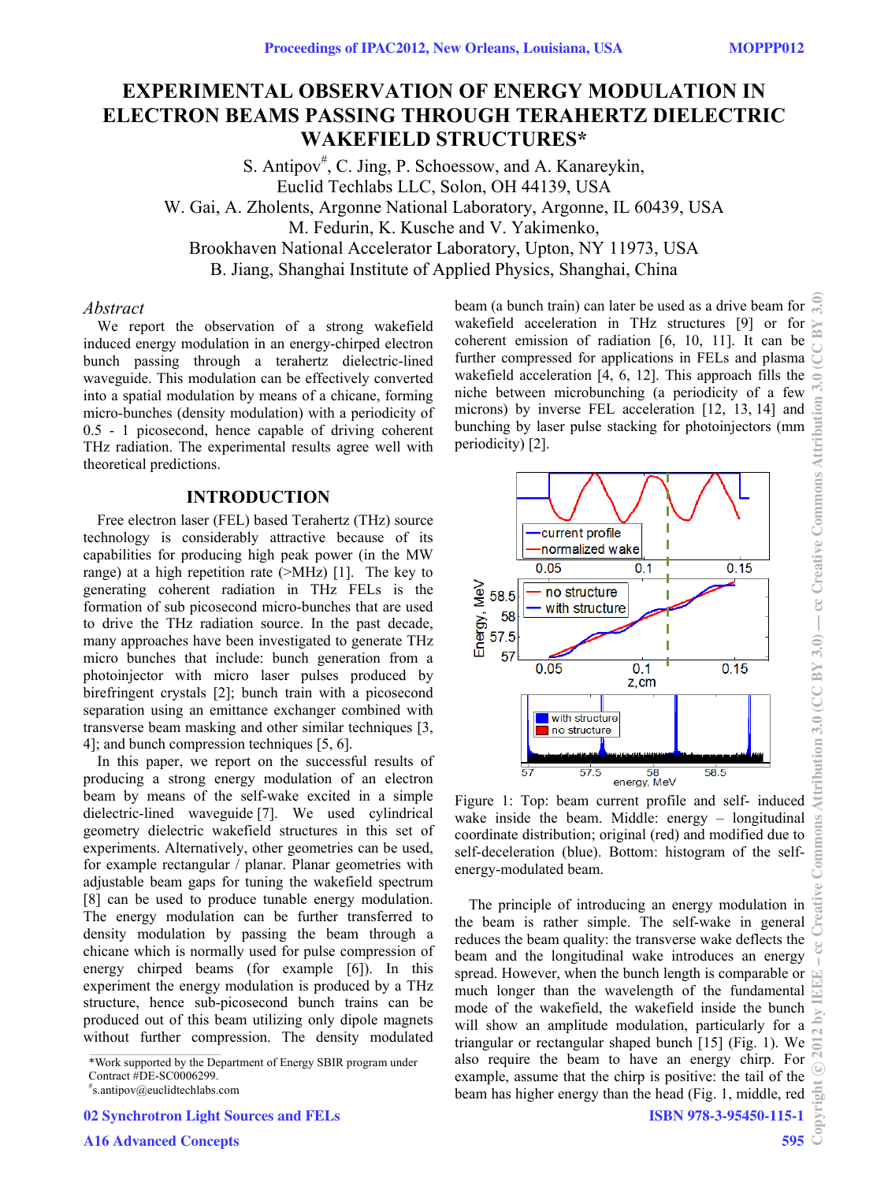# EXPERIMENTAL OBSERVATION OF ENERGY MODULATION IN ELECTRON BEAMS PASSING THROUGH TERAHERTZ DIELECTRIC WAKEFIELD STRUCTURES*

S. Antipov[#], C. Jing, P. Schoessow, and A. Kanareykin,
Euclid Techlabs LLC, Solon, OH 44139, USA
W. Gai, A. Zholents, Argonne National Laboratory, Argonne, IL 60439, USA
M. Fedurin, K. Kusche and V. Yakimenko,
Brookhaven National Accelerator Laboratory, Upton, NY 11973, USA
B. Jiang, Shanghai Institute of Applied Physics, Shanghai, China

## *Abstract*

We report the observation of a strong wakefield induced energy modulation in an energy-chirped electron bunch passing through a terahertz dielectric-lined waveguide. This modulation can be effectively converted into a spatial modulation by means of a chicane, forming micro-bunches (density modulation) with a periodicity of 0.5 - 1 picosecond, hence capable of driving coherent THz radiation. The experimental results agree well with theoretical predictions.

## INTRODUCTION

Free electron laser (FEL) based Terahertz (THz) source technology is considerably attractive because of its capabilities for producing high peak power (in the MW range) at a high repetition rate (>MHz) [1]. The key to generating coherent radiation in THz FELs is the formation of sub picosecond micro-bunches that are used to drive the THz radiation source. In the past decade, many approaches have been investigated to generate THz micro bunches that include: bunch generation from a photoinjector with micro laser pulses produced by birefringent crystals [2]; bunch train with a picosecond separation using an emittance exchanger combined with transverse beam masking and other similar techniques [3, 4]; and bunch compression techniques [5, 6].

In this paper, we report on the successful results of producing a strong energy modulation of an electron beam by means of the self-wake excited in a simple dielectric-lined waveguide [7]. We used cylindrical geometry dielectric wakefield structures in this set of experiments. Alternatively, other geometries can be used, for example rectangular / planar. Planar geometries with adjustable beam gaps for tuning the wakefield spectrum [8] can be used to produce tunable energy modulation. The energy modulation can be further transferred to density modulation by passing the beam through a chicane which is normally used for pulse compression of energy chirped beams (for example [6]). In this experiment the energy modulation is produced by a THz structure, hence sub-picosecond bunch trains can be produced out of this beam utilizing only dipole magnets without further compression. The density modulated beam (a bunch train) can later be used as a drive beam for wakefield acceleration in THz structures [9] or for coherent emission of radiation [6, 10, 11]. It can be further compressed for applications in FELs and plasma wakefield acceleration [4, 6, 12]. This approach fills the niche between microbunching (a periodicity of a few microns) by inverse FEL acceleration [12, 13, 14] and bunching by laser pulse stacking for photoinjectors (mm periodicity) [2].

Figure 1: Top: beam current profile and self- induced wake inside the beam. Middle: energy – longitudinal coordinate distribution; original (red) and modified due to self-deceleration (blue). Bottom: histogram of the self-energy-modulated beam.

The principle of introducing an energy modulation in the beam is rather simple. The self-wake in general reduces the beam quality: the transverse wake deflects the beam and the longitudinal wake introduces an energy spread. However, when the bunch length is comparable or much longer than the wavelength of the fundamental mode of the wakefield, the wakefield inside the bunch will show an amplitude modulation, particularly for a triangular or rectangular shaped bunch [15] (Fig. 1). We also require the beam to have an energy chirp. For example, assume that the chirp is positive: the tail of the beam has higher energy than the head (Fig. 1, middle, red

---

*Work supported by the Department of Energy SBIR program under Contract #DE-SC0006299.

[#]s.antipov@euclidtechlabs.com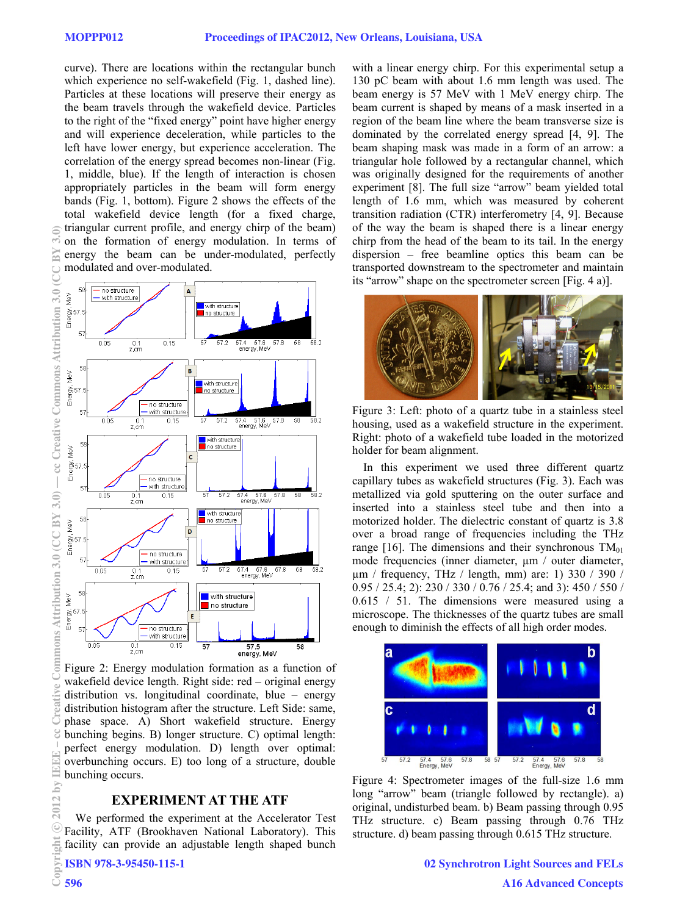curve). There are locations within the rectangular bunch which experience no self-wakefield (Fig. 1, dashed line). Particles at these locations will preserve their energy as the beam travels through the wakefield device. Particles to the right of the "fixed energy" point have higher energy and will experience deceleration, while particles to the left have lower energy, but experience acceleration. The correlation of the energy spread becomes non-linear (Fig. 1, middle, blue). If the length of interaction is chosen appropriately particles in the beam will form energy bands (Fig. 1, bottom). Figure 2 shows the effects of the total wakefield device length (for a fixed charge, triangular current profile, and energy chirp of the beam) on the formation of energy modulation. In terms of energy the beam can be under-modulated, perfectly modulated and over-modulated.

Figure 2: Energy modulation formation as a function of wakefield device length. Right side: red – original energy distribution vs. longitudinal coordinate, blue – energy distribution histogram after the structure. Left Side: same, phase space. A) Short wakefield structure. Energy bunching begins. B) longer structure. C) optimal length: perfect energy modulation. D) length over optimal: overbunching occurs. E) too long of a structure, double bunching occurs.

## EXPERIMENT AT THE ATF

We performed the experiment at the Accelerator Test Facility, ATF (Brookhaven National Laboratory). This facility can provide an adjustable length shaped bunch with a linear energy chirp. For this experimental setup a 130 pC beam with about 1.6 mm length was used. The beam energy is 57 MeV with 1 MeV energy chirp. The beam current is shaped by means of a mask inserted in a region of the beam line where the beam transverse size is dominated by the correlated energy spread [4, 9]. The beam shaping mask was made in a form of an arrow: a triangular hole followed by a rectangular channel, which was originally designed for the requirements of another experiment [8]. The full size "arrow" beam yielded total length of 1.6 mm, which was measured by coherent transition radiation (CTR) interferometry [4, 9]. Because of the way the beam is shaped there is a linear energy chirp from the head of the beam to its tail. In the energy dispersion – free beamline optics this beam can be transported downstream to the spectrometer and maintain its "arrow" shape on the spectrometer screen [Fig. 4 a)].

Figure 3: Left: photo of a quartz tube in a stainless steel housing, used as a wakefield structure in the experiment. Right: photo of a wakefield tube loaded in the motorized holder for beam alignment.

In this experiment we used three different quartz capillary tubes as wakefield structures (Fig. 3). Each was metallized via gold sputtering on the outer surface and inserted into a stainless steel tube and then into a motorized holder. The dielectric constant of quartz is 3.8 over a broad range of frequencies including the THz range [16]. The dimensions and their synchronous $TM_{01}$ mode frequencies (inner diameter, μm / outer diameter, μm / frequency, THz / length, mm) are: 1) 330 / 390 / 0.95 / 25.4; 2): 230 / 330 / 0.76 / 25.4; and 3): 450 / 550 / 0.615 / 51. The dimensions were measured using a microscope. The thicknesses of the quartz tubes are small enough to diminish the effects of all high order modes.

Figure 4: Spectrometer images of the full-size 1.6 mm long "arrow" beam (triangle followed by rectangle). a) original, undisturbed beam. b) Beam passing through 0.95 THz structure. c) Beam passing through 0.76 THz structure. d) beam passing through 0.615 THz structure.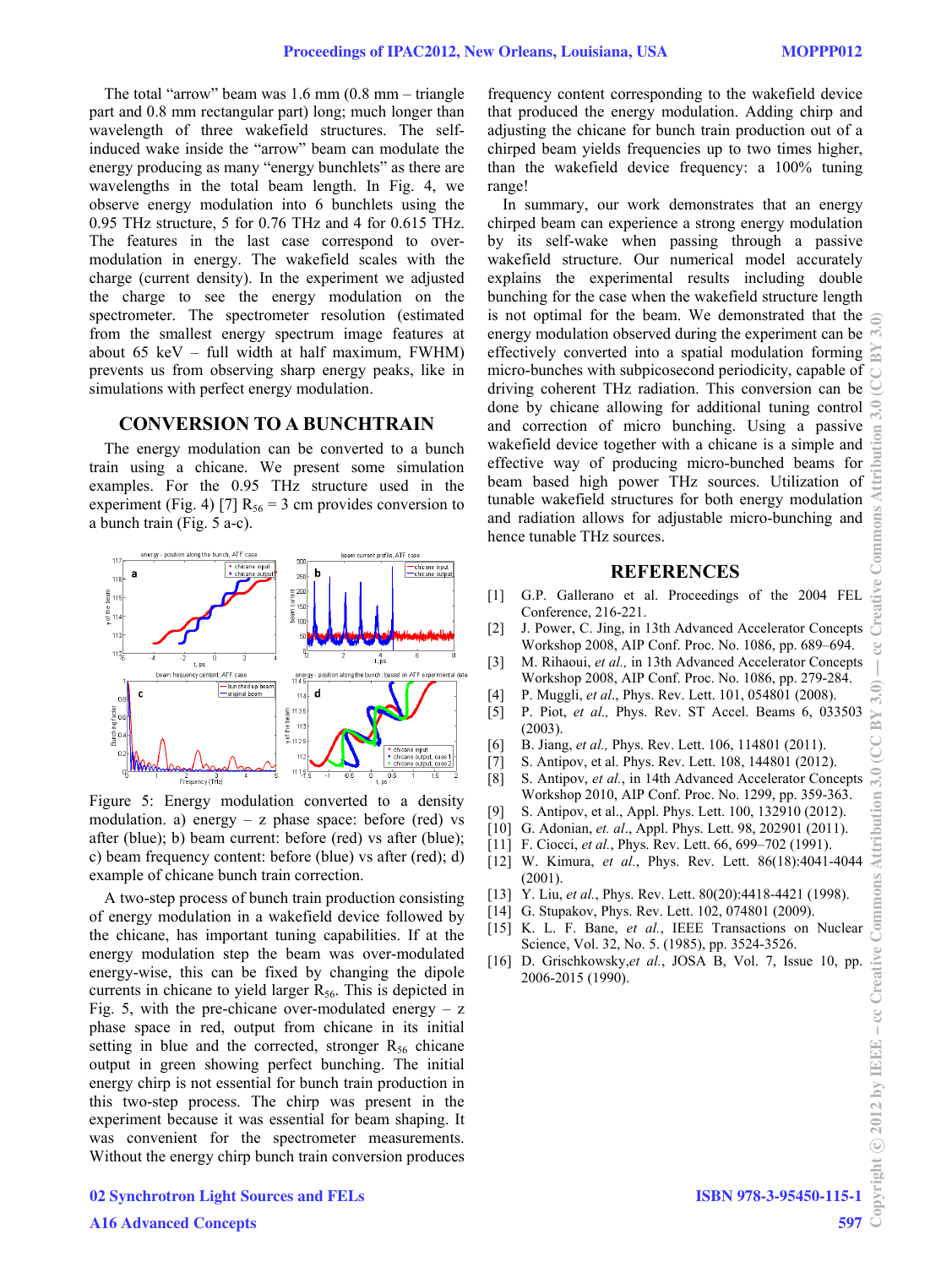The total "arrow" beam was 1.6 mm (0.8 mm – triangle part and 0.8 mm rectangular part) long; much longer than wavelength of three wakefield structures. The self-induced wake inside the "arrow" beam can modulate the energy producing as many "energy bunchlets" as there are wavelengths in the total beam length. In Fig. 4, we observe energy modulation into 6 bunchlets using the 0.95 THz structure, 5 for 0.76 THz and 4 for 0.615 THz. The features in the last case correspond to over-modulation in energy. The wakefield scales with the charge (current density). In the experiment we adjusted the charge to see the energy modulation on the spectrometer. The spectrometer resolution (estimated from the smallest energy spectrum image features at about 65 keV – full width at half maximum, FWHM) prevents us from observing sharp energy peaks, like in simulations with perfect energy modulation.

## CONVERSION TO A BUNCHTRAIN

The energy modulation can be converted to a bunch train using a chicane. We present some simulation examples. For the 0.95 THz structure used in the experiment (Fig. 4) [7] $R_{56}$ = 3 cm provides conversion to a bunch train (Fig. 5 a-c).

energy - position along the bunch, ATF case
a
chicane input
chicane output
γ of the beam
t, ps

beam current profile, ATF case
b
chicane input
chicane output
beam current
t, ps

beam frequency content, ATF case
c
bunched up beam
original beam
Bunching factor
Frequency (THz)

energy - position along the bunch, based on ATF experimental data
d
chicane input
chicane output, case 1
chicane output, case 2
γ of the beam
t, ps

Figure 5: Energy modulation converted to a density modulation. a) energy – z phase space: before (red) vs after (blue); b) beam current: before (red) vs after (blue); c) beam frequency content: before (blue) vs after (red); d) example of chicane bunch train correction.

A two-step process of bunch train production consisting of energy modulation in a wakefield device followed by the chicane, has important tuning capabilities. If at the energy modulation step the beam was over-modulated energy-wise, this can be fixed by changing the dipole currents in chicane to yield larger $R_{56}$. This is depicted in Fig. 5, with the pre-chicane over-modulated energy – z phase space in red, output from chicane in its initial setting in blue and the corrected, stronger $R_{56}$ chicane output in green showing perfect bunching. The initial energy chirp is not essential for bunch train production in this two-step process. The chirp was present in the experiment because it was essential for beam shaping. It was convenient for the spectrometer measurements. Without the energy chirp bunch train conversion produces frequency content corresponding to the wakefield device that produced the energy modulation. Adding chirp and adjusting the chicane for bunch train production out of a chirped beam yields frequencies up to two times higher, than the wakefield device frequency: a 100% tuning range!

In summary, our work demonstrates that an energy chirped beam can experience a strong energy modulation by its self-wake when passing through a passive wakefield structure. Our numerical model accurately explains the experimental results including double bunching for the case when the wakefield structure length is not optimal for the beam. We demonstrated that the energy modulation observed during the experiment can be effectively converted into a spatial modulation forming micro-bunches with subpicosecond periodicity, capable of driving coherent THz radiation. This conversion can be done by chicane allowing for additional tuning control and correction of micro bunching. Using a passive wakefield device together with a chicane is a simple and effective way of producing micro-bunched beams for beam based high power THz sources. Utilization of tunable wakefield structures for both energy modulation and radiation allows for adjustable micro-bunching and hence tunable THz sources.

## REFERENCES

[1] G.P. Gallerano et al. Proceedings of the 2004 FEL Conference, 216-221.
[2] J. Power, C. Jing, in 13th Advanced Accelerator Concepts Workshop 2008, AIP Conf. Proc. No. 1086, pp. 689–694.
[3] M. Rihaoui, *et al.,* in 13th Advanced Accelerator Concepts Workshop 2008, AIP Conf. Proc. No. 1086, pp. 279-284.
[4] P. Muggli, *et al*., Phys. Rev. Lett. 101, 054801 (2008).
[5] P. Piot, *et al.,* Phys. Rev. ST Accel. Beams 6, 033503 (2003).
[6] B. Jiang, *et al.,* Phys. Rev. Lett. 106, 114801 (2011).
[7] S. Antipov, et al. Phys. Rev. Lett. 108, 144801 (2012).
[8] S. Antipov, *et al.*, in 14th Advanced Accelerator Concepts Workshop 2010, AIP Conf. Proc. No. 1299, pp. 359-363.
[9] S. Antipov, et al., Appl. Phys. Lett. 100, 132910 (2012).
[10] G. Adonian, *et. al*., Appl. Phys. Lett. 98, 202901 (2011).
[11] F. Ciocci, *et al.*, Phys. Rev. Lett. 66, 699–702 (1991).
[12] W. Kimura, *et al.*, Phys. Rev. Lett. 86(18):4041-4044 (2001).
[13] Y. Liu, *et al.*, Phys. Rev. Lett. 80(20):4418-4421 (1998).
[14] G. Stupakov, Phys. Rev. Lett. 102, 074801 (2009).
[15] K. L. F. Bane, *et al.*, IEEE Transactions on Nuclear Science, Vol. 32, No. 5. (1985), pp. 3524-3526.
[16] D. Grischkowsky,*et al.*, JOSA B, Vol. 7, Issue 10, pp. 2006-2015 (1990).